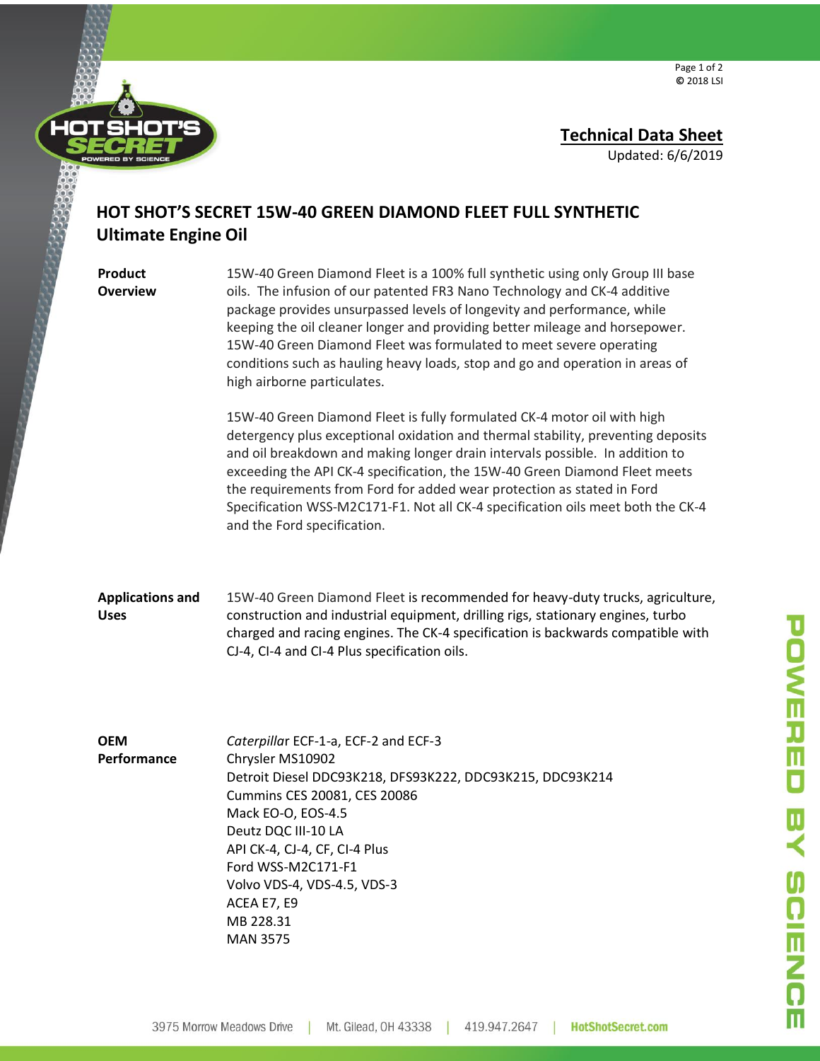**Technical Data Sheet**

Updated: 6/6/2019

# HOT SHOT'S SECRET 15W-40 GREEN DIAMOND FLEET FULL SYNTHETIC Ultimate Engine Oil

**Product Overview**

15W-40 Green Diamond Fleet is a 100% full synthetic using only Group III base oils. The infusion of our patented FR3 Nano Technology and CK-4 additive package provides unsurpassed levels of longevity and performance, while keeping the oil cleaner longer and providing better mileage and horsepower. 15W-40 Green Diamond Fleet was formulated to meet severe operating conditions such as hauling heavy loads, stop and go and operation in areas of high airborne particulates.

15W-40 Green Diamond Fleet is fully formulated CK-4 motor oil with high detergency plus exceptional oxidation and thermal stability, preventing deposits and oil breakdown and making longer drain intervals possible. In addition to exceeding the API CK-4 specification, the 15W-40 Green Diamond Fleet meets the requirements from Ford for added wear protection as stated in Ford Specification WSS-M2C171-F1. Not all CK-4 specification oils meet both the CK-4 and the Ford specification.

**Applications and Uses**

15W-40 Green Diamond Fleet is recommended for heavy-duty trucks, agriculture, construction and industrial equipment, drilling rigs, stationary engines, turbo charged and racing engines. The CK-4 specification is backwards compatible with CJ-4, CI-4 and CI-4 Plus specification oils.

**OEM Performance**

*Caterpillar* ECF-1-a, ECF-2 and ECF-3
Chrysler MS10902
Detroit Diesel DDC93K218, DFS93K222, DDC93K215, DDC93K214
Cummins CES 20081, CES 20086
Mack EO-O, EOS-4.5
Deutz DQC III-10 LA
API CK-4, CJ-4, CF, CI-4 Plus
Ford WSS-M2C171-F1
Volvo VDS-4, VDS-4.5, VDS-3
ACEA E7, E9
MB 228.31
MAN 3575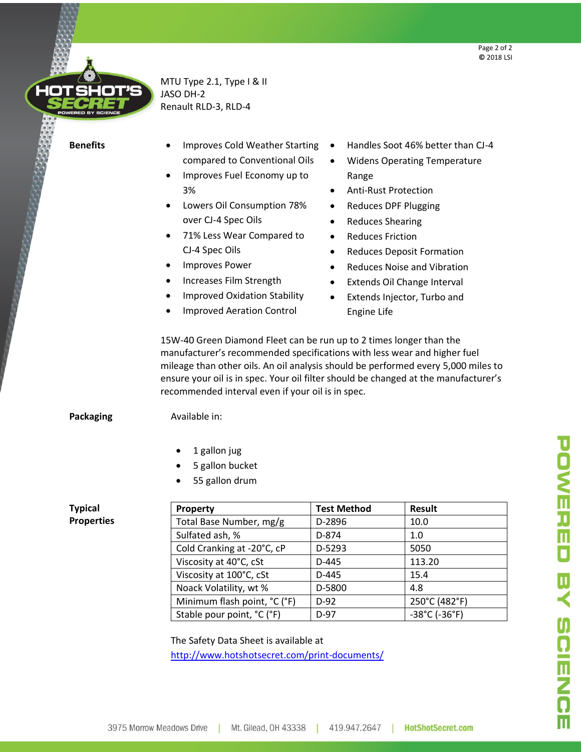MTU Type 2.1, Type I & II
JASO DH-2
Renault RLD-3, RLD-4

**Benefits**

- Improves Cold Weather Starting compared to Conventional Oils
- Improves Fuel Economy up to 3%
- Lowers Oil Consumption 78% over CJ-4 Spec Oils
- 71% Less Wear Compared to CJ-4 Spec Oils
- Improves Power
- Increases Film Strength
- Improved Oxidation Stability
- Improved Aeration Control
- Handles Soot 46% better than CJ-4
- Widens Operating Temperature Range
- Anti-Rust Protection
- Reduces DPF Plugging
- Reduces Shearing
- Reduces Friction
- Reduces Deposit Formation
- Reduces Noise and Vibration
- Extends Oil Change Interval
- Extends Injector, Turbo and Engine Life

15W-40 Green Diamond Fleet can be run up to 2 times longer than the manufacturer's recommended specifications with less wear and higher fuel mileage than other oils. An oil analysis should be performed every 5,000 miles to ensure your oil is in spec. Your oil filter should be changed at the manufacturer's recommended interval even if your oil is in spec.

**Packaging**

Available in:

- 1 gallon jug
- 5 gallon bucket
- 55 gallon drum

**Typical Properties**

| Property | Test Method | Result |
|---|---|---|
| Total Base Number, mg/g | D-2896 | 10.0 |
| Sulfated ash, % | D-874 | 1.0 |
| Cold Cranking at -20°C, cP | D-5293 | 5050 |
| Viscosity at 40°C, cSt | D-445 | 113.20 |
| Viscosity at 100°C, cSt | D-445 | 15.4 |
| Noack Volatility, wt % | D-5800 | 4.8 |
| Minimum flash point, °C (°F) | D-92 | 250°C (482°F) |
| Stable pour point, °C (°F) | D-97 | -38°C (-36°F) |

The Safety Data Sheet is available at
http://www.hotshotsecret.com/print-documents/

3975 Morrow Meadows Drive | Mt. Gilead, OH 43338 | 419.947.2647 | HotShotSecret.com